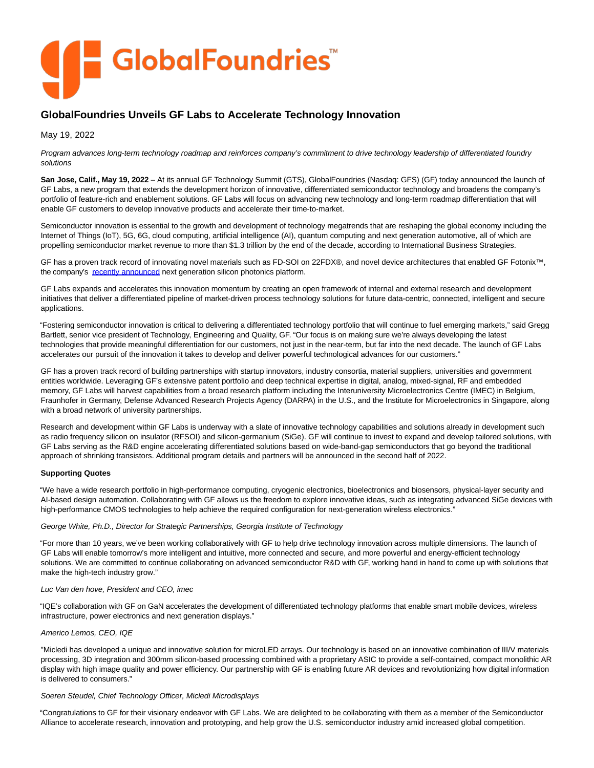# GlobalFoundries Unveils GF Labs to Accelerate Technology Innovation

May 19, 2022

*Program advances long-term technology roadmap and reinforces company's commitment to drive technology leadership of differentiated foundry solutions*

**San Jose, Calif., May 19, 2022** – At its annual GF Technology Summit (GTS), GlobalFoundries (Nasdaq: GFS) (GF) today announced the launch of GF Labs, a new program that extends the development horizon of innovative, differentiated semiconductor technology and broadens the company's portfolio of feature-rich and enablement solutions. GF Labs will focus on advancing new technology and long-term roadmap differentiation that will enable GF customers to develop innovative products and accelerate their time-to-market.

Semiconductor innovation is essential to the growth and development of technology megatrends that are reshaping the global economy including the Internet of Things (IoT), 5G, 6G, cloud computing, artificial intelligence (AI), quantum computing and next generation automotive, all of which are propelling semiconductor market revenue to more than $1.3 trillion by the end of the decade, according to International Business Strategies.

GF has a proven track record of innovating novel materials such as FD-SOI on 22FDX®, and novel device architectures that enabled GF Fotonix™, the company's recently announced next generation silicon photonics platform.

GF Labs expands and accelerates this innovation momentum by creating an open framework of internal and external research and development initiatives that deliver a differentiated pipeline of market-driven process technology solutions for future data-centric, connected, intelligent and secure applications.

"Fostering semiconductor innovation is critical to delivering a differentiated technology portfolio that will continue to fuel emerging markets," said Gregg Bartlett, senior vice president of Technology, Engineering and Quality, GF. "Our focus is on making sure we're always developing the latest technologies that provide meaningful differentiation for our customers, not just in the near-term, but far into the next decade. The launch of GF Labs accelerates our pursuit of the innovation it takes to develop and deliver powerful technological advances for our customers."

GF has a proven track record of building partnerships with startup innovators, industry consortia, material suppliers, universities and government entities worldwide. Leveraging GF's extensive patent portfolio and deep technical expertise in digital, analog, mixed-signal, RF and embedded memory, GF Labs will harvest capabilities from a broad research platform including the Interuniversity Microelectronics Centre (IMEC) in Belgium, Fraunhofer in Germany, Defense Advanced Research Projects Agency (DARPA) in the U.S., and the Institute for Microelectronics in Singapore, along with a broad network of university partnerships.

Research and development within GF Labs is underway with a slate of innovative technology capabilities and solutions already in development such as radio frequency silicon on insulator (RFSOI) and silicon-germanium (SiGe). GF will continue to invest to expand and develop tailored solutions, with GF Labs serving as the R&D engine accelerating differentiated solutions based on wide-band-gap semiconductors that go beyond the traditional approach of shrinking transistors. Additional program details and partners will be announced in the second half of 2022.

**Supporting Quotes**

"We have a wide research portfolio in high-performance computing, cryogenic electronics, bioelectronics and biosensors, physical-layer security and AI-based design automation. Collaborating with GF allows us the freedom to explore innovative ideas, such as integrating advanced SiGe devices with high-performance CMOS technologies to help achieve the required configuration for next-generation wireless electronics."

*George White, Ph.D., Director for Strategic Partnerships, Georgia Institute of Technology*

"For more than 10 years, we've been working collaboratively with GF to help drive technology innovation across multiple dimensions. The launch of GF Labs will enable tomorrow's more intelligent and intuitive, more connected and secure, and more powerful and energy-efficient technology solutions. We are committed to continue collaborating on advanced semiconductor R&D with GF, working hand in hand to come up with solutions that make the high-tech industry grow."

*Luc Van den hove, President and CEO, imec*

"IQE's collaboration with GF on GaN accelerates the development of differentiated technology platforms that enable smart mobile devices, wireless infrastructure, power electronics and next generation displays."

*Americo Lemos, CEO, IQE*

"Micledi has developed a unique and innovative solution for microLED arrays. Our technology is based on an innovative combination of III/V materials processing, 3D integration and 300mm silicon-based processing combined with a proprietary ASIC to provide a self-contained, compact monolithic AR display with high image quality and power efficiency. Our partnership with GF is enabling future AR devices and revolutionizing how digital information is delivered to consumers."

*Soeren Steudel, Chief Technology Officer, Micledi Microdisplays*

"Congratulations to GF for their visionary endeavor with GF Labs. We are delighted to be collaborating with them as a member of the Semiconductor Alliance to accelerate research, innovation and prototyping, and help grow the U.S. semiconductor industry amid increased global competition.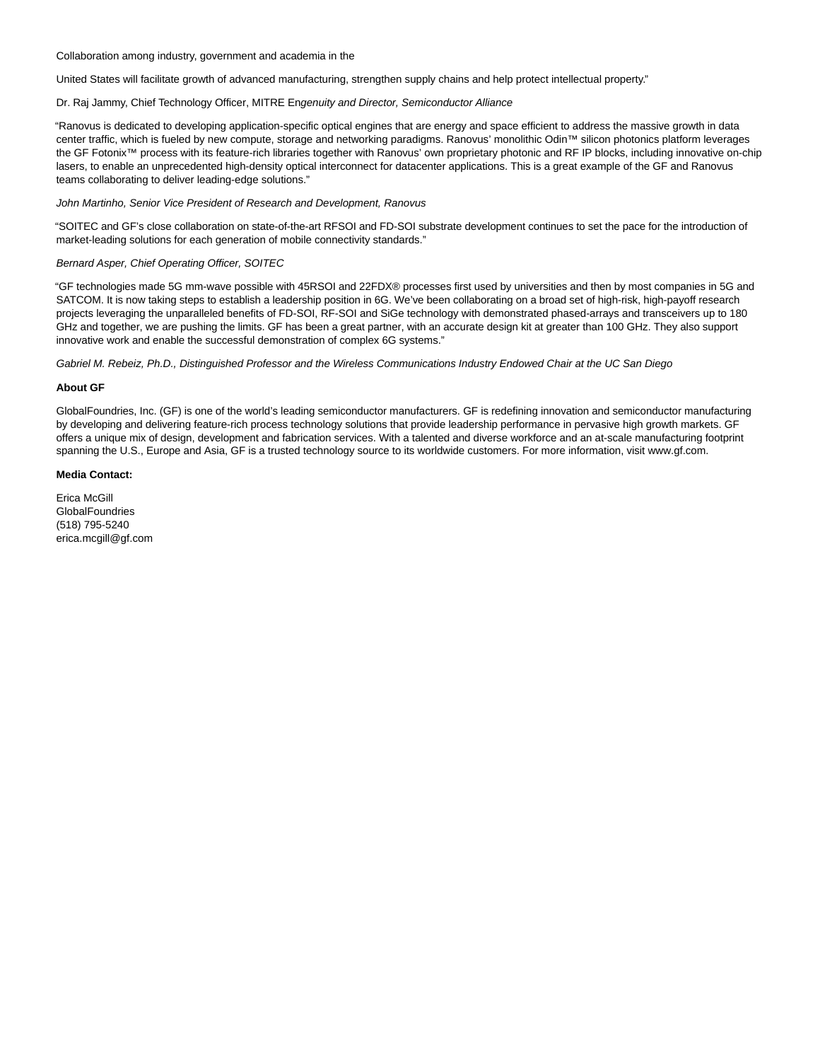Collaboration among industry, government and academia in the

United States will facilitate growth of advanced manufacturing, strengthen supply chains and help protect intellectual property."

Dr. Raj Jammy, Chief Technology Officer, MITRE En*genuity and Director, Semiconductor Alliance*

"Ranovus is dedicated to developing application-specific optical engines that are energy and space efficient to address the massive growth in data center traffic, which is fueled by new compute, storage and networking paradigms. Ranovus' monolithic Odin™ silicon photonics platform leverages the GF Fotonix™ process with its feature-rich libraries together with Ranovus' own proprietary photonic and RF IP blocks, including innovative on-chip lasers, to enable an unprecedented high-density optical interconnect for datacenter applications. This is a great example of the GF and Ranovus teams collaborating to deliver leading-edge solutions."

*John Martinho, Senior Vice President of Research and Development, Ranovus*

"SOITEC and GF's close collaboration on state-of-the-art RFSOI and FD-SOI substrate development continues to set the pace for the introduction of market-leading solutions for each generation of mobile connectivity standards."

*Bernard Asper, Chief Operating Officer, SOITEC*

"GF technologies made 5G mm-wave possible with 45RSOI and 22FDX® processes first used by universities and then by most companies in 5G and SATCOM. It is now taking steps to establish a leadership position in 6G. We've been collaborating on a broad set of high-risk, high-payoff research projects leveraging the unparalleled benefits of FD-SOI, RF-SOI and SiGe technology with demonstrated phased-arrays and transceivers up to 180 GHz and together, we are pushing the limits. GF has been a great partner, with an accurate design kit at greater than 100 GHz. They also support innovative work and enable the successful demonstration of complex 6G systems."

*Gabriel M. Rebeiz, Ph.D., Distinguished Professor and the Wireless Communications Industry Endowed Chair at the UC San Diego*

**About GF**

GlobalFoundries, Inc. (GF) is one of the world's leading semiconductor manufacturers. GF is redefining innovation and semiconductor manufacturing by developing and delivering feature-rich process technology solutions that provide leadership performance in pervasive high growth markets. GF offers a unique mix of design, development and fabrication services. With a talented and diverse workforce and an at-scale manufacturing footprint spanning the U.S., Europe and Asia, GF is a trusted technology source to its worldwide customers. For more information, visit www.gf.com.

**Media Contact:**

Erica McGill
GlobalFoundries
(518) 795-5240
erica.mcgill@gf.com